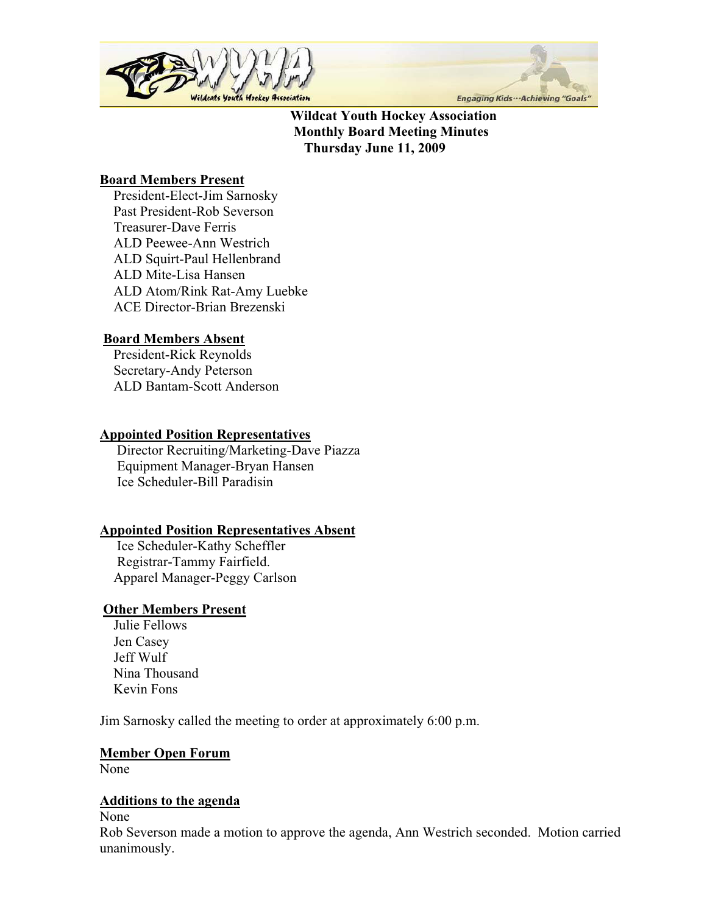**Wildcat Youth Hockey Association**
**Monthly Board Meeting Minutes**
**Thursday June 11, 2009**

**Board Members Present**

President-Elect-Jim Sarnosky
Past President-Rob Severson
Treasurer-Dave Ferris
ALD Peewee-Ann Westrich
ALD Squirt-Paul Hellenbrand
ALD Mite-Lisa Hansen
ALD Atom/Rink Rat-Amy Luebke
ACE Director-Brian Brezenski

**Board Members Absent**

President-Rick Reynolds
Secretary-Andy Peterson
ALD Bantam-Scott Anderson

**Appointed Position Representatives**

Director Recruiting/Marketing-Dave Piazza
Equipment Manager-Bryan Hansen
Ice Scheduler-Bill Paradisin

**Appointed Position Representatives Absent**

Ice Scheduler-Kathy Scheffler
Registrar-Tammy Fairfield.
Apparel Manager-Peggy Carlson

**Other Members Present**

Julie Fellows
Jen Casey
Jeff Wulf
Nina Thousand
Kevin Fons

Jim Sarnosky called the meeting to order at approximately 6:00 p.m.

**Member Open Forum**

None

**Additions to the agenda**

None

Rob Severson made a motion to approve the agenda, Ann Westrich seconded. Motion carried unanimously.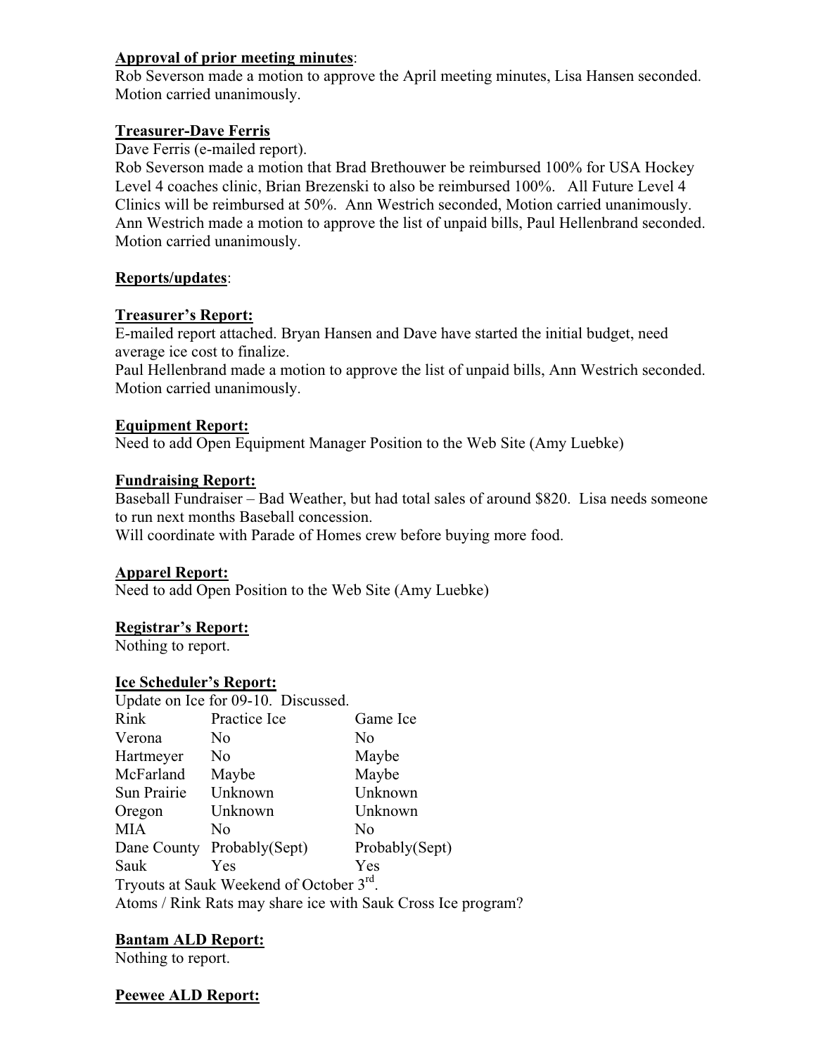**Approval of prior meeting minutes**:
Rob Severson made a motion to approve the April meeting minutes, Lisa Hansen seconded. Motion carried unanimously.

**Treasurer-Dave Ferris**
Dave Ferris (e-mailed report).
Rob Severson made a motion that Brad Brethouwer be reimbursed 100% for USA Hockey Level 4 coaches clinic, Brian Brezenski to also be reimbursed 100%. All Future Level 4 Clinics will be reimbursed at 50%. Ann Westrich seconded, Motion carried unanimously.
Ann Westrich made a motion to approve the list of unpaid bills, Paul Hellenbrand seconded. Motion carried unanimously.

**Reports/updates**:

**Treasurer's Report:**
E-mailed report attached. Bryan Hansen and Dave have started the initial budget, need average ice cost to finalize.
Paul Hellenbrand made a motion to approve the list of unpaid bills, Ann Westrich seconded. Motion carried unanimously.

**Equipment Report:**
Need to add Open Equipment Manager Position to the Web Site (Amy Luebke)

**Fundraising Report:**
Baseball Fundraiser – Bad Weather, but had total sales of around $820. Lisa needs someone to run next months Baseball concession.
Will coordinate with Parade of Homes crew before buying more food.

**Apparel Report:**
Need to add Open Position to the Web Site (Amy Luebke)

**Registrar's Report:**
Nothing to report.

**Ice Scheduler's Report:**
Update on Ice for 09-10. Discussed.

| Rink | Practice Ice | Game Ice |
|---|---|---|
| Verona | No | No |
| Hartmeyer | No | Maybe |
| McFarland | Maybe | Maybe |
| Sun Prairie | Unknown | Unknown |
| Oregon | Unknown | Unknown |
| MIA | No | No |
| Dane County | Probably(Sept) | Probably(Sept) |
| Sauk | Yes | Yes |

Tryouts at Sauk Weekend of October 3rd.
Atoms / Rink Rats may share ice with Sauk Cross Ice program?

**Bantam ALD Report:**
Nothing to report.

**Peewee ALD Report:**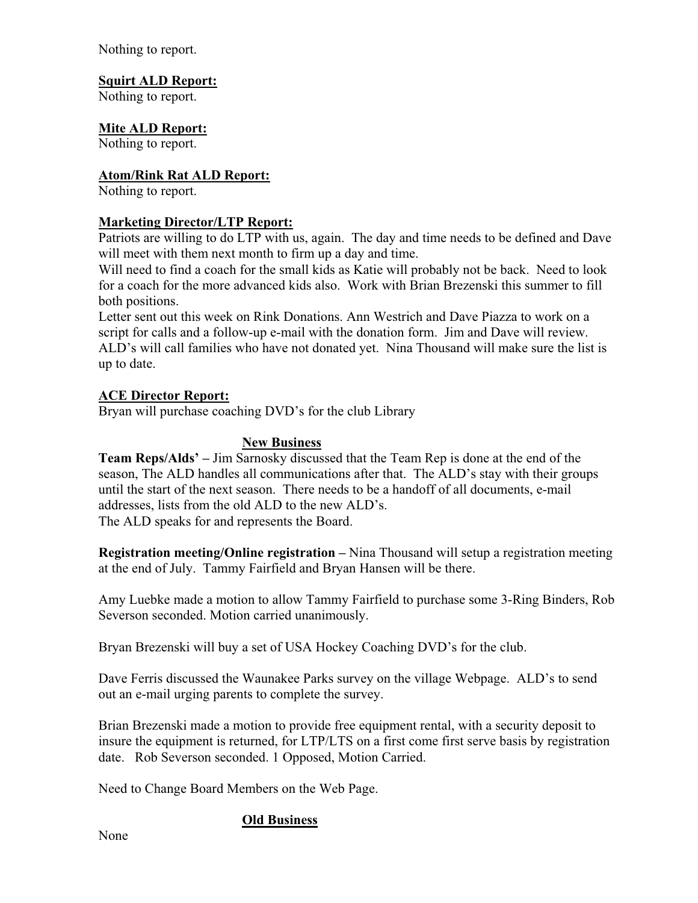Nothing to report.

**Squirt ALD Report:**
Nothing to report.

**Mite ALD Report:**
Nothing to report.

**Atom/Rink Rat ALD Report:**
Nothing to report.

**Marketing Director/LTP Report:**
Patriots are willing to do LTP with us, again. The day and time needs to be defined and Dave will meet with them next month to firm up a day and time.
Will need to find a coach for the small kids as Katie will probably not be back. Need to look for a coach for the more advanced kids also. Work with Brian Brezenski this summer to fill both positions.
Letter sent out this week on Rink Donations. Ann Westrich and Dave Piazza to work on a script for calls and a follow-up e-mail with the donation form. Jim and Dave will review. ALD's will call families who have not donated yet. Nina Thousand will make sure the list is up to date.

**ACE Director Report:**
Bryan will purchase coaching DVD's for the club Library

## New Business

**Team Reps/Alds' –** Jim Sarnosky discussed that the Team Rep is done at the end of the season, The ALD handles all communications after that. The ALD's stay with their groups until the start of the next season. There needs to be a handoff of all documents, e-mail addresses, lists from the old ALD to the new ALD's.
The ALD speaks for and represents the Board.

**Registration meeting/Online registration –** Nina Thousand will setup a registration meeting at the end of July. Tammy Fairfield and Bryan Hansen will be there.

Amy Luebke made a motion to allow Tammy Fairfield to purchase some 3-Ring Binders, Rob Severson seconded. Motion carried unanimously.

Bryan Brezenski will buy a set of USA Hockey Coaching DVD's for the club.

Dave Ferris discussed the Waunakee Parks survey on the village Webpage. ALD's to send out an e-mail urging parents to complete the survey.

Brian Brezenski made a motion to provide free equipment rental, with a security deposit to insure the equipment is returned, for LTP/LTS on a first come first serve basis by registration date. Rob Severson seconded. 1 Opposed, Motion Carried.

Need to Change Board Members on the Web Page.

## Old Business

None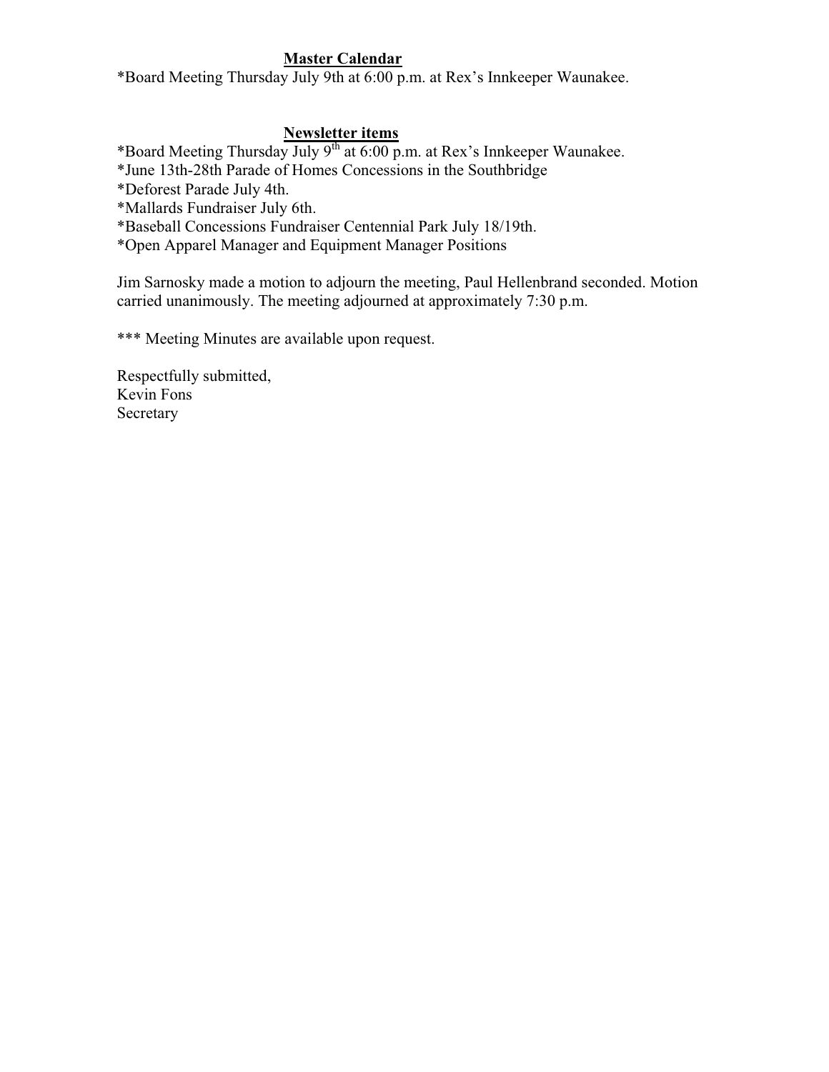## Master Calendar

*Board Meeting Thursday July 9th at 6:00 p.m. at Rex's Innkeeper Waunakee.

## Newsletter items

*Board Meeting Thursday July 9th at 6:00 p.m. at Rex's Innkeeper Waunakee.
*June 13th-28th Parade of Homes Concessions in the Southbridge
*Deforest Parade July 4th.
*Mallards Fundraiser July 6th.
*Baseball Concessions Fundraiser Centennial Park July 18/19th.
*Open Apparel Manager and Equipment Manager Positions

Jim Sarnosky made a motion to adjourn the meeting, Paul Hellenbrand seconded. Motion carried unanimously. The meeting adjourned at approximately 7:30 p.m.

*** Meeting Minutes are available upon request.

Respectfully submitted,
Kevin Fons
Secretary